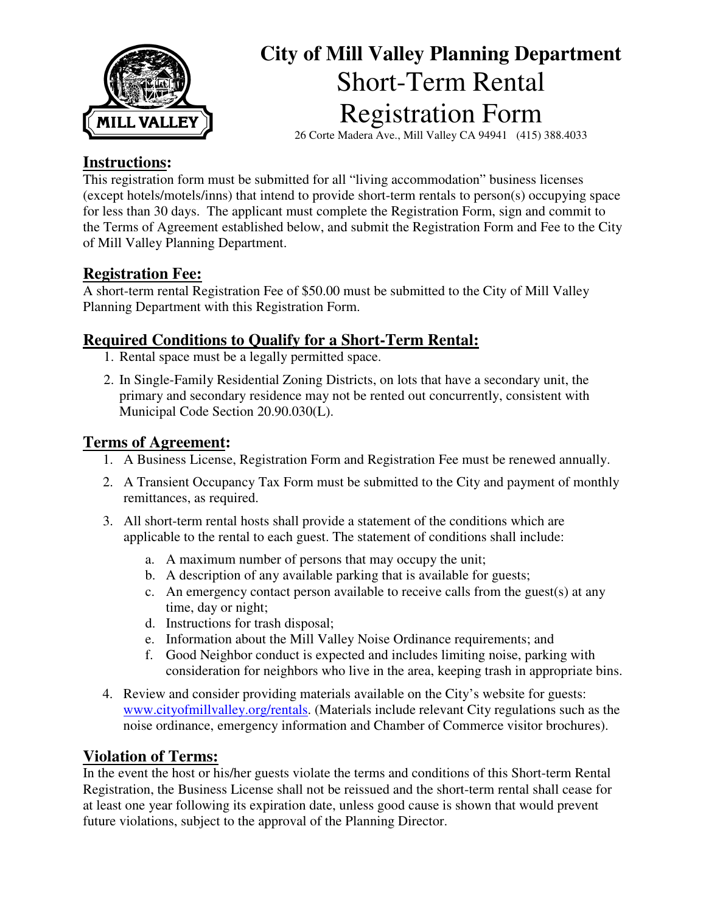# City of Mill Valley Planning Department

# Short-Term Rental Registration Form

26 Corte Madera Ave., Mill Valley CA 94941 (415) 388.4033

## Instructions:

This registration form must be submitted for all "living accommodation" business licenses (except hotels/motels/inns) that intend to provide short-term rentals to person(s) occupying space for less than 30 days. The applicant must complete the Registration Form, sign and commit to the Terms of Agreement established below, and submit the Registration Form and Fee to the City of Mill Valley Planning Department.

## Registration Fee:

A short-term rental Registration Fee of $50.00 must be submitted to the City of Mill Valley Planning Department with this Registration Form.

## Required Conditions to Qualify for a Short-Term Rental:

1. Rental space must be a legally permitted space.
2. In Single-Family Residential Zoning Districts, on lots that have a secondary unit, the primary and secondary residence may not be rented out concurrently, consistent with Municipal Code Section 20.90.030(L).

## Terms of Agreement:

1. A Business License, Registration Form and Registration Fee must be renewed annually.
2. A Transient Occupancy Tax Form must be submitted to the City and payment of monthly remittances, as required.
3. All short-term rental hosts shall provide a statement of the conditions which are applicable to the rental to each guest. The statement of conditions shall include:
   a. A maximum number of persons that may occupy the unit;
   b. A description of any available parking that is available for guests;
   c. An emergency contact person available to receive calls from the guest(s) at any time, day or night;
   d. Instructions for trash disposal;
   e. Information about the Mill Valley Noise Ordinance requirements; and
   f. Good Neighbor conduct is expected and includes limiting noise, parking with consideration for neighbors who live in the area, keeping trash in appropriate bins.
4. Review and consider providing materials available on the City's website for guests: www.cityofmillvalley.org/rentals. (Materials include relevant City regulations such as the noise ordinance, emergency information and Chamber of Commerce visitor brochures).

## Violation of Terms:

In the event the host or his/her guests violate the terms and conditions of this Short-term Rental Registration, the Business License shall not be reissued and the short-term rental shall cease for at least one year following its expiration date, unless good cause is shown that would prevent future violations, subject to the approval of the Planning Director.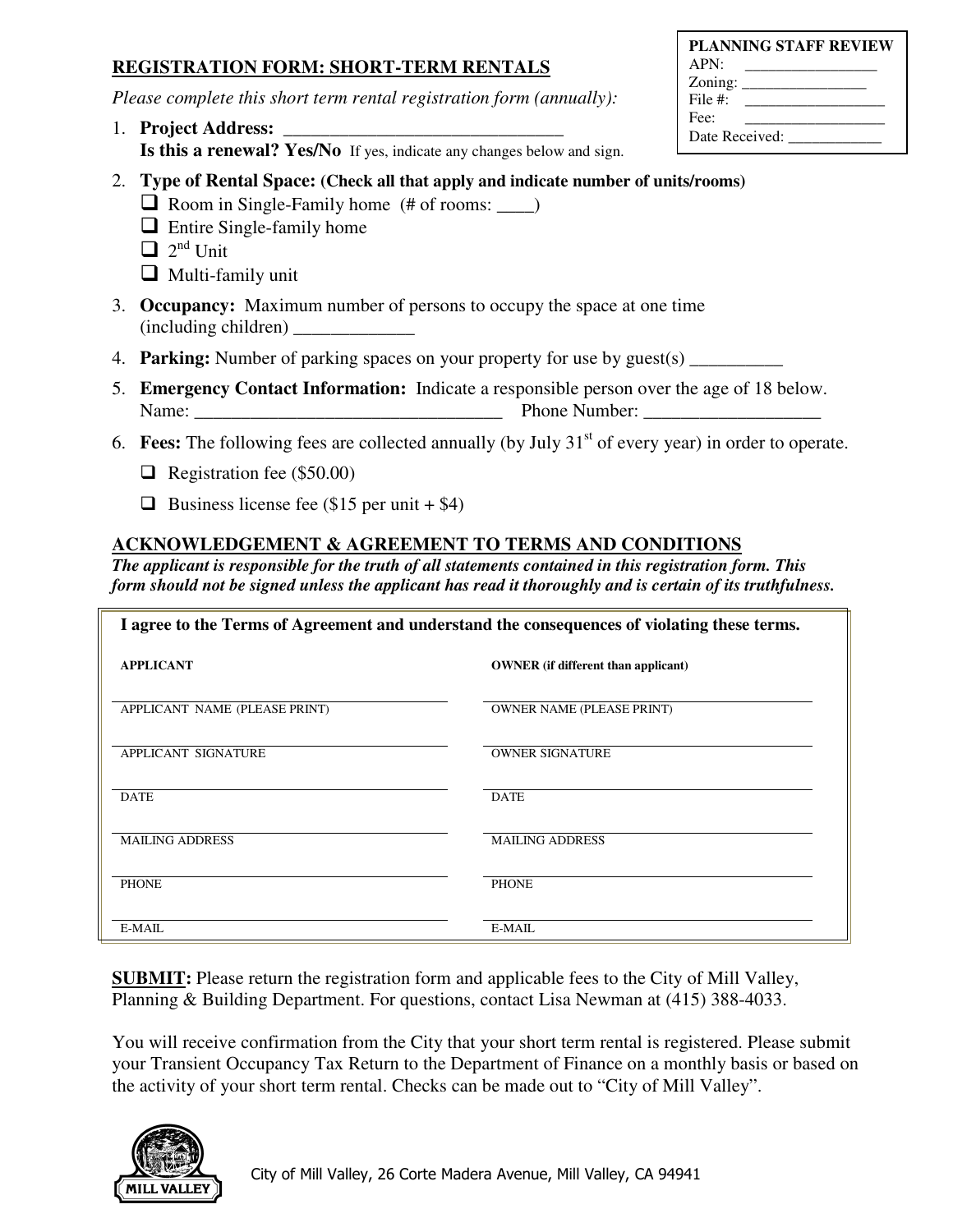| PLANNING STAFF REVIEW |
|---|
| APN: _________________ |
| Zoning: ________________ |
| File #: __________________ |
| Fee: __________________ |
| Date Received: ____________ |

## REGISTRATION FORM: SHORT-TERM RENTALS

*Please complete this short term rental registration form (annually):*

1. **Project Address:** _______________________________
   **Is this a renewal? Yes/No** If yes, indicate any changes below and sign.
2. **Type of Rental Space: (Check all that apply and indicate number of units/rooms)**
   - ☐ Room in Single-Family home (# of rooms: ____)
   - ☐ Entire Single-family home
   - ☐ 2nd Unit
   - ☐ Multi-family unit
3. **Occupancy:** Maximum number of persons to occupy the space at one time (including children) _____________
4. **Parking:** Number of parking spaces on your property for use by guest(s) __________
5. **Emergency Contact Information:** Indicate a responsible person over the age of 18 below.
   Name: __________________________________ Phone Number: ___________________
6. **Fees:** The following fees are collected annually (by July 31st of every year) in order to operate.
   - ☐ Registration fee ($50.00)
   - ☐ Business license fee ($15 per unit + $4)

## ACKNOWLEDGEMENT & AGREEMENT TO TERMS AND CONDITIONS

***The applicant is responsible for the truth of all statements contained in this registration form. This form should not be signed unless the applicant has read it thoroughly and is certain of its truthfulness.***

**I agree to the Terms of Agreement and understand the consequences of violating these terms.**

| APPLICANT | OWNER (if different than applicant) |
|---|---|
| APPLICANT NAME (PLEASE PRINT) | OWNER NAME (PLEASE PRINT) |
| APPLICANT SIGNATURE | OWNER SIGNATURE |
| DATE | DATE |
| MAILING ADDRESS | MAILING ADDRESS |
| PHONE | PHONE |
| E-MAIL | E-MAIL |

**SUBMIT:** Please return the registration form and applicable fees to the City of Mill Valley, Planning & Building Department. For questions, contact Lisa Newman at (415) 388-4033.

You will receive confirmation from the City that your short term rental is registered. Please submit your Transient Occupancy Tax Return to the Department of Finance on a monthly basis or based on the activity of your short term rental. Checks can be made out to "City of Mill Valley".

City of Mill Valley, 26 Corte Madera Avenue, Mill Valley, CA 94941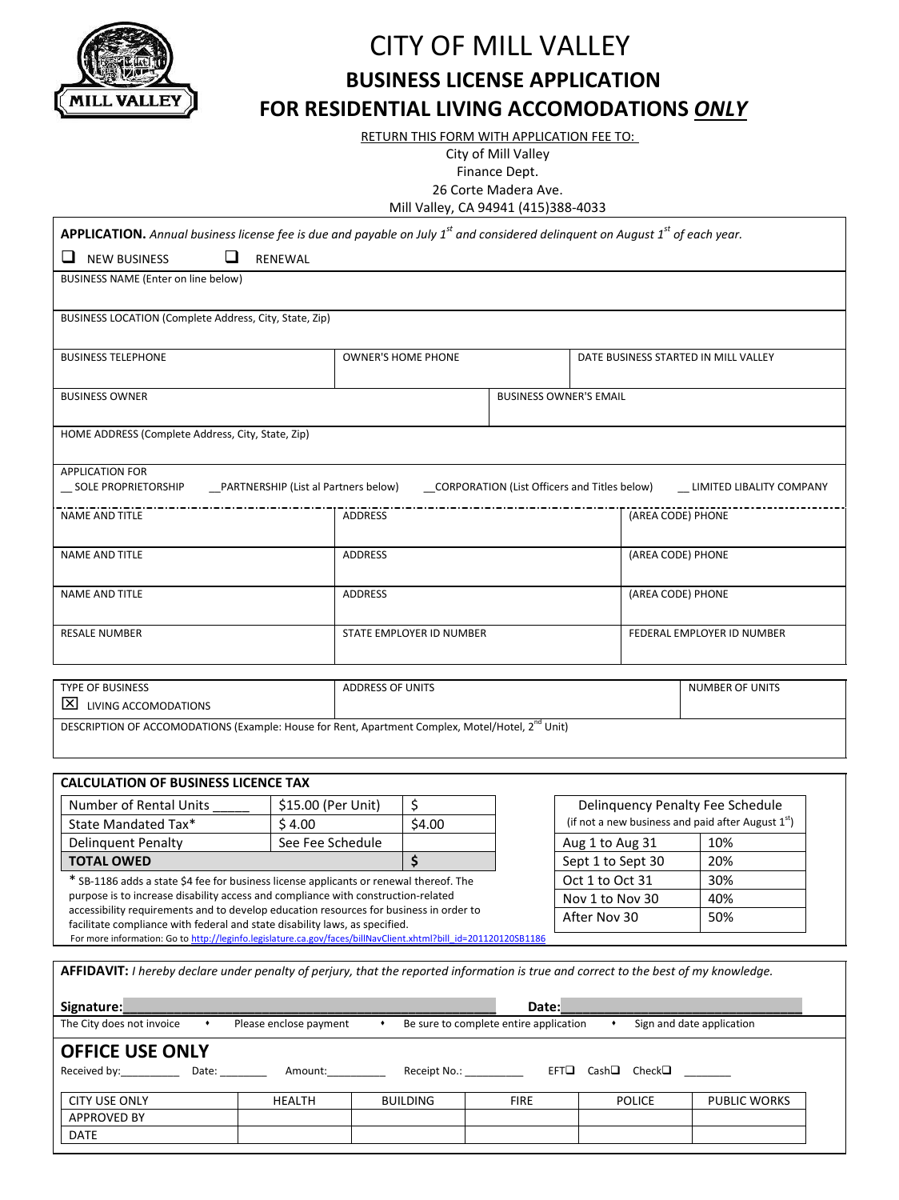# CITY OF MILL VALLEY

## BUSINESS LICENSE APPLICATION

## FOR RESIDENTIAL LIVING ACCOMODATIONS *ONLY*

RETURN THIS FORM WITH APPLICATION FEE TO:

City of Mill Valley
Finance Dept.
26 Corte Madera Ave.
Mill Valley, CA 94941 (415)388-4033

**APPLICATION.** *Annual business license fee is due and payable on July 1st and considered delinquent on August 1st of each year.*

☐ NEW BUSINESS ☐ RENEWAL

| BUSINESS NAME (Enter on line below) | | |
|---|---|---|
| BUSINESS LOCATION (Complete Address, City, State, Zip) | | |
| BUSINESS TELEPHONE | OWNER'S HOME PHONE | DATE BUSINESS STARTED IN MILL VALLEY |
| BUSINESS OWNER | BUSINESS OWNER'S EMAIL | |
| HOME ADDRESS (Complete Address, City, State, Zip) | | |

APPLICATION FOR
__ SOLE PROPRIETORSHIP __PARTNERSHIP (List al Partners below) __CORPORATION (List Officers and Titles below) __ LIMITED LIBALITY COMPANY

| NAME AND TITLE | ADDRESS | (AREA CODE) PHONE |
|---|---|---|
| NAME AND TITLE | ADDRESS | (AREA CODE) PHONE |
| NAME AND TITLE | ADDRESS | (AREA CODE) PHONE |
| RESALE NUMBER | STATE EMPLOYER ID NUMBER | FEDERAL EMPLOYER ID NUMBER |

| TYPE OF BUSINESS | ADDRESS OF UNITS | NUMBER OF UNITS |
|---|---|---|
| ☒ LIVING ACCOMODATIONS | | |

DESCRIPTION OF ACCOMODATIONS (Example: House for Rent, Apartment Complex, Motel/Hotel, 2nd Unit)

**CALCULATION OF BUSINESS LICENCE TAX**

| | | |
|---|---|---|
| Number of Rental Units _____ | $15.00 (Per Unit) | $ |
| State Mandated Tax* | $ 4.00 | $4.00 |
| Delinquent Penalty | See Fee Schedule | |
| **TOTAL OWED** | | **$** |

| Delinquency Penalty Fee Schedule (if not a new business and paid after August 1st) | |
|---|---|
| Aug 1 to Aug 31 | 10% |
| Sept 1 to Sept 30 | 20% |
| Oct 1 to Oct 31 | 30% |
| Nov 1 to Nov 30 | 40% |
| After Nov 30 | 50% |

* SB-1186 adds a state $4 fee for business license applicants or renewal thereof. The purpose is to increase disability access and compliance with construction-related accessibility requirements and to develop education resources for business in order to facilitate compliance with federal and state disability laws, as specified.
For more information: Go to http://leginfo.legislature.ca.gov/faces/billNavClient.xhtml?bill_id=201120120SB1186

**AFFIDAVIT:** *I hereby declare under penalty of perjury, that the reported information is true and correct to the best of my knowledge.*

**Signature:**______________________________ **Date:**______________________

The City does not invoice • Please enclose payment • Be sure to complete entire application • Sign and date application

## OFFICE USE ONLY

Received by:__________ Date: ________ Amount:__________ Receipt No.: _________ EFT☐ Cash☐ Check☐ ________

| CITY USE ONLY | HEALTH | BUILDING | FIRE | POLICE | PUBLIC WORKS |
|---|---|---|---|---|---|
| APPROVED BY | | | | | |
| DATE | | | | | |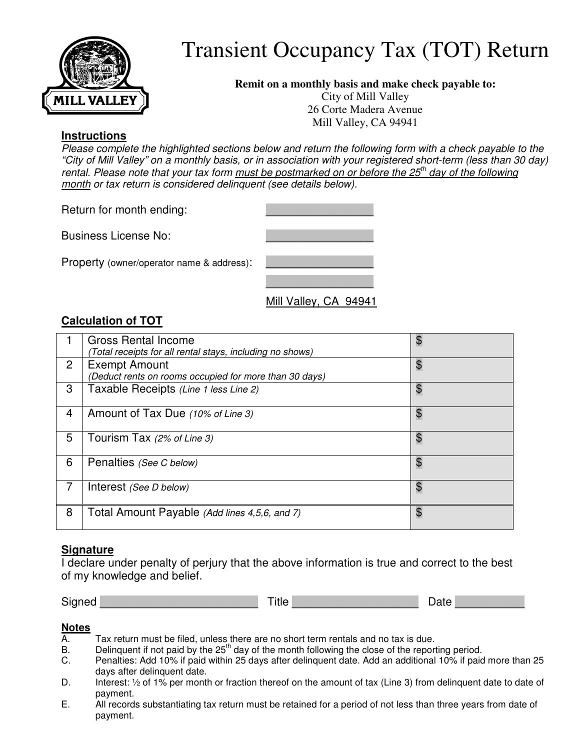# Transient Occupancy Tax (TOT) Return

**Remit on a monthly basis and make check payable to:**
City of Mill Valley
26 Corte Madera Avenue
Mill Valley, CA 94941

**Instructions**

*Please complete the highlighted sections below and return the following form with a check payable to the "City of Mill Valley" on a monthly basis, or in association with your registered short-term (less than 30 day) rental. Please note that your tax form must be postmarked on or before the 25th day of the following month or tax return is considered delinquent (see details below).*

Return for month ending: ________________

Business License No: ________________

Property (owner/operator name & address): ________________

________________

Mill Valley, CA 94941

**Calculation of TOT**

| | | |
|---|---|---|
| 1 | Gross Rental Income *(Total receipts for all rental stays, including no shows)* | $ |
| 2 | Exempt Amount *(Deduct rents on rooms occupied for more than 30 days)* | $ |
| 3 | Taxable Receipts *(Line 1 less Line 2)* | $ |
| 4 | Amount of Tax Due *(10% of Line 3)* | $ |
| 5 | Tourism Tax *(2% of Line 3)* | $ |
| 6 | Penalties *(See C below)* | $ |
| 7 | Interest *(See D below)* | $ |
| 8 | Total Amount Payable *(Add lines 4,5,6, and 7)* | $ |

**Signature**

I declare under penalty of perjury that the above information is true and correct to the best of my knowledge and belief.

Signed ________________________ Title ____________________ Date __________

**Notes**

A. Tax return must be filed, unless there are no short term rentals and no tax is due.

B. Delinquent if not paid by the 25th day of the month following the close of the reporting period.

C. Penalties: Add 10% if paid within 25 days after delinquent date. Add an additional 10% if paid more than 25 days after delinquent date.

D. Interest: ½ of 1% per month or fraction thereof on the amount of tax (Line 3) from delinquent date to date of payment.

E. All records substantiating tax return must be retained for a period of not less than three years from date of payment.